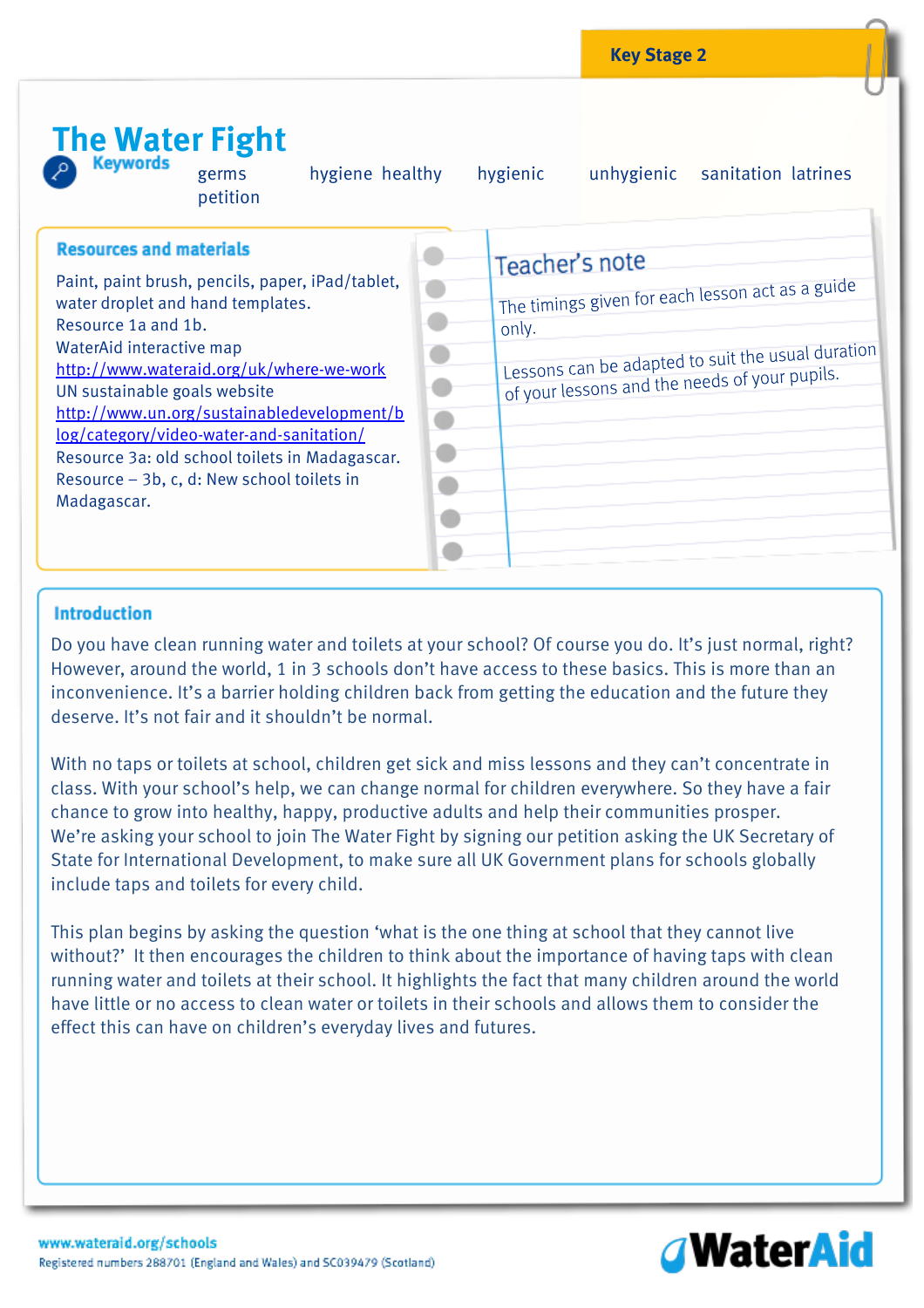Key Stage 2

# The Water Fight

**Keywords**

germs hygiene healthy hygienic unhygienic sanitation latrines petition

## Resources and materials

Paint, paint brush, pencils, paper, iPad/tablet, water droplet and hand templates.
Resource 1a and 1b.
WaterAid interactive map
http://www.wateraid.org/uk/where-we-work
UN sustainable goals website
http://www.un.org/sustainabledevelopment/blog/category/video-water-and-sanitation/
Resource 3a: old school toilets in Madagascar.
Resource – 3b, c, d: New school toilets in Madagascar.

## Teacher's note

The timings given for each lesson act as a guide only.

Lessons can be adapted to suit the usual duration of your lessons and the needs of your pupils.

## Introduction

Do you have clean running water and toilets at your school? Of course you do. It's just normal, right? However, around the world, 1 in 3 schools don't have access to these basics. This is more than an inconvenience. It's a barrier holding children back from getting the education and the future they deserve. It's not fair and it shouldn't be normal.

With no taps or toilets at school, children get sick and miss lessons and they can't concentrate in class. With your school's help, we can change normal for children everywhere. So they have a fair chance to grow into healthy, happy, productive adults and help their communities prosper. We're asking your school to join The Water Fight by signing our petition asking the UK Secretary of State for International Development, to make sure all UK Government plans for schools globally include taps and toilets for every child.

This plan begins by asking the question 'what is the one thing at school that they cannot live without?' It then encourages the children to think about the importance of having taps with clean running water and toilets at their school. It highlights the fact that many children around the world have little or no access to clean water or toilets in their schools and allows them to consider the effect this can have on children's everyday lives and futures.

www.wateraid.org/schools
Registered numbers 288701 (England and Wales) and SC039479 (Scotland)

WaterAid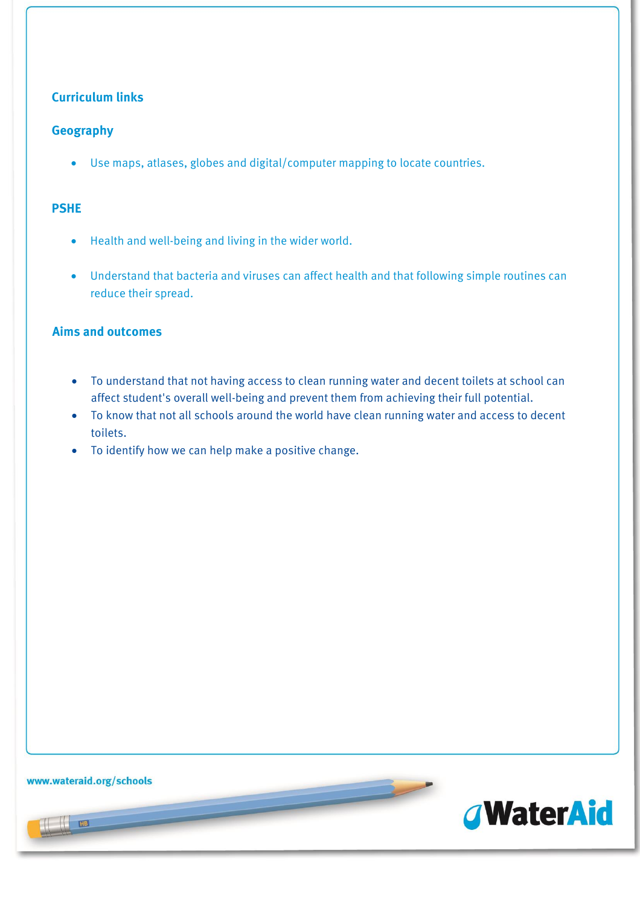## Curriculum links

### Geography

- Use maps, atlases, globes and digital/computer mapping to locate countries.

### PSHE

- Health and well-being and living in the wider world.
- Understand that bacteria and viruses can affect health and that following simple routines can reduce their spread.

## Aims and outcomes

- To understand that not having access to clean running water and decent toilets at school can affect student's overall well-being and prevent them from achieving their full potential.
- To know that not all schools around the world have clean running water and access to decent toilets.
- To identify how we can help make a positive change.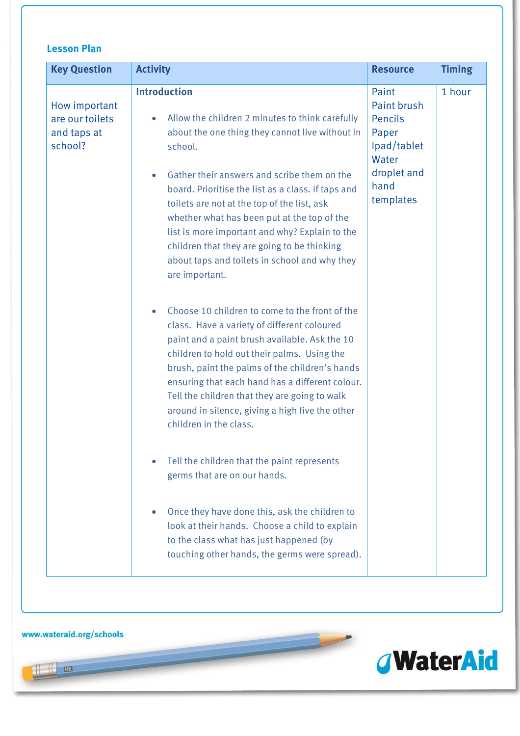## Lesson Plan

| Key Question | Activity | Resource | Timing |
|---|---|---|---|
| How important are our toilets and taps at school? | **Introduction**<br><br>• Allow the children 2 minutes to think carefully about the one thing they cannot live without in school.<br><br>• Gather their answers and scribe them on the board. Prioritise the list as a class. If taps and toilets are not at the top of the list, ask whether what has been put at the top of the list is more important and why? Explain to the children that they are going to be thinking about taps and toilets in school and why they are important.<br><br>• Choose 10 children to come to the front of the class. Have a variety of different coloured paint and a paint brush available. Ask the 10 children to hold out their palms. Using the brush, paint the palms of the children's hands ensuring that each hand has a different colour. Tell the children that they are going to walk around in silence, giving a high five the other children in the class.<br><br>• Tell the children that the paint represents germs that are on our hands.<br><br>• Once they have done this, ask the children to look at their hands. Choose a child to explain to the class what has just happened (by touching other hands, the germs were spread). | Paint<br>Paint brush<br>Pencils<br>Paper<br>Ipad/tablet<br>Water droplet and hand templates | 1 hour |

www.wateraid.org/schools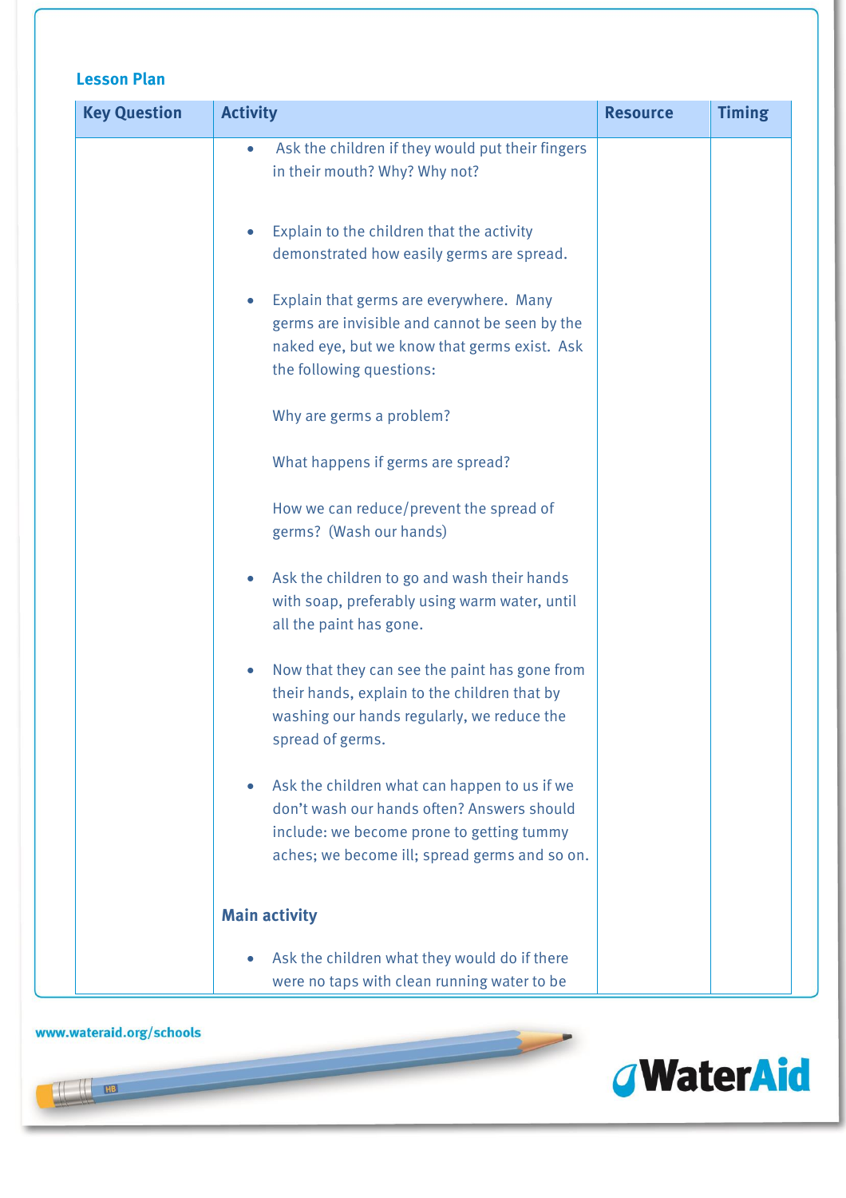### Lesson Plan

| Key Question | Activity | Resource | Timing |
|---|---|---|---|
| | • Ask the children if they would put their fingers in their mouth? Why? Why not?<br><br>• Explain to the children that the activity demonstrated how easily germs are spread.<br><br>• Explain that germs are everywhere. Many germs are invisible and cannot be seen by the naked eye, but we know that germs exist. Ask the following questions:<br><br>Why are germs a problem?<br><br>What happens if germs are spread?<br><br>How we can reduce/prevent the spread of germs? (Wash our hands)<br><br>• Ask the children to go and wash their hands with soap, preferably using warm water, until all the paint has gone.<br><br>• Now that they can see the paint has gone from their hands, explain to the children that by washing our hands regularly, we reduce the spread of germs.<br><br>• Ask the children what can happen to us if we don't wash our hands often? Answers should include: we become prone to getting tummy aches; we become ill; spread germs and so on.<br><br>**Main activity**<br><br>• Ask the children what they would do if there were no taps with clean running water to be | | |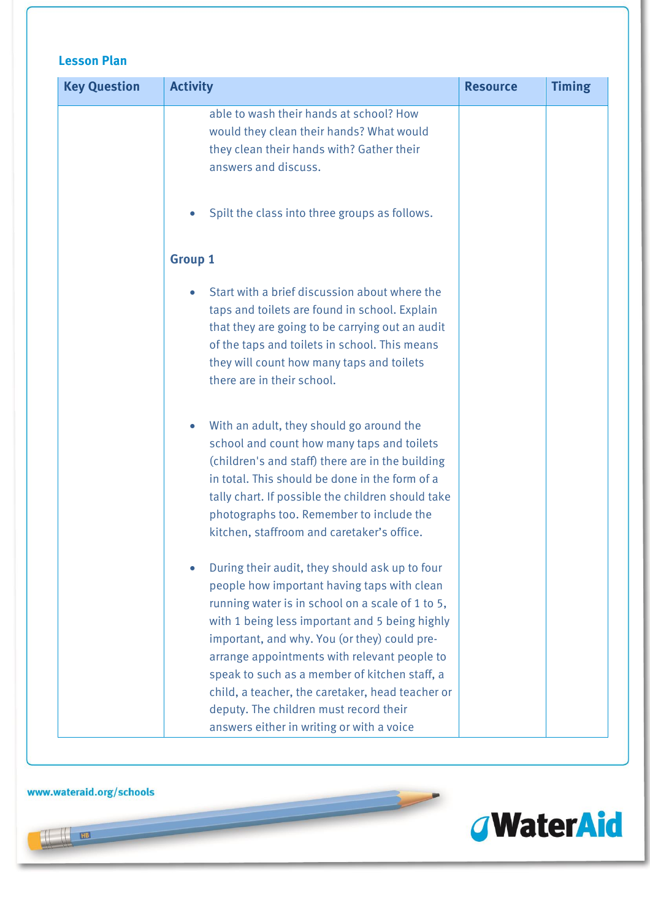## Lesson Plan

| Key Question | Activity | Resource | Timing |
|---|---|---|---|
| | able to wash their hands at school? How would they clean their hands? What would they clean their hands with? Gather their answers and discuss.<br><br>• Spilt the class into three groups as follows.<br><br>**Group 1**<br><br>• Start with a brief discussion about where the taps and toilets are found in school. Explain that they are going to be carrying out an audit of the taps and toilets in school. This means they will count how many taps and toilets there are in their school.<br><br>• With an adult, they should go around the school and count how many taps and toilets (children's and staff) there are in the building in total. This should be done in the form of a tally chart. If possible the children should take photographs too. Remember to include the kitchen, staffroom and caretaker's office.<br><br>• During their audit, they should ask up to four people how important having taps with clean running water is in school on a scale of 1 to 5, with 1 being less important and 5 being highly important, and why. You (or they) could pre-arrange appointments with relevant people to speak to such as a member of kitchen staff, a child, a teacher, the caretaker, head teacher or deputy. The children must record their answers either in writing or with a voice | | |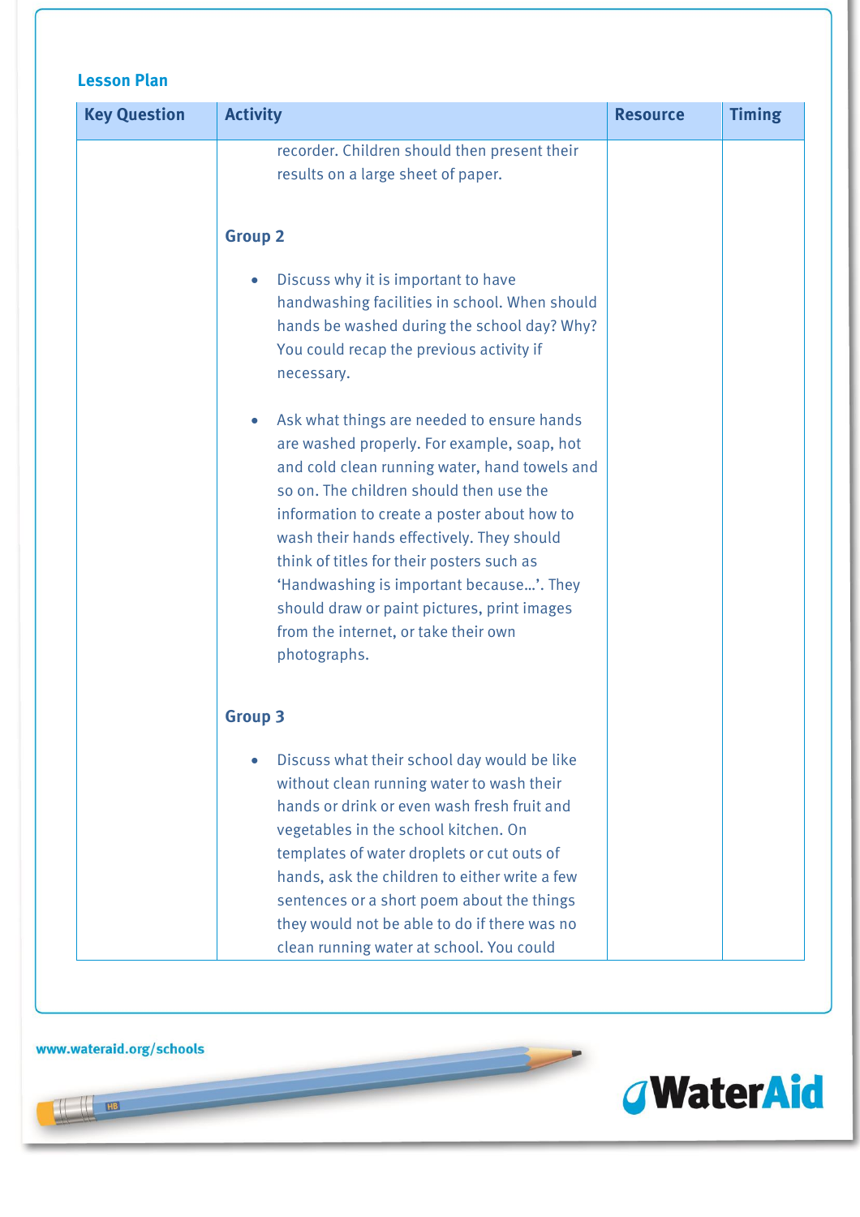### Lesson Plan

| Key Question | Activity | Resource | Timing |
|---|---|---|---|
| | recorder. Children should then present their results on a large sheet of paper.<br><br>**Group 2**<br><br>• Discuss why it is important to have handwashing facilities in school. When should hands be washed during the school day? Why? You could recap the previous activity if necessary.<br><br>• Ask what things are needed to ensure hands are washed properly. For example, soap, hot and cold clean running water, hand towels and so on. The children should then use the information to create a poster about how to wash their hands effectively. They should think of titles for their posters such as 'Handwashing is important because…'. They should draw or paint pictures, print images from the internet, or take their own photographs.<br><br>**Group 3**<br><br>• Discuss what their school day would be like without clean running water to wash their hands or drink or even wash fresh fruit and vegetables in the school kitchen. On templates of water droplets or cut outs of hands, ask the children to either write a few sentences or a short poem about the things they would not be able to do if there was no clean running water at school. You could | | |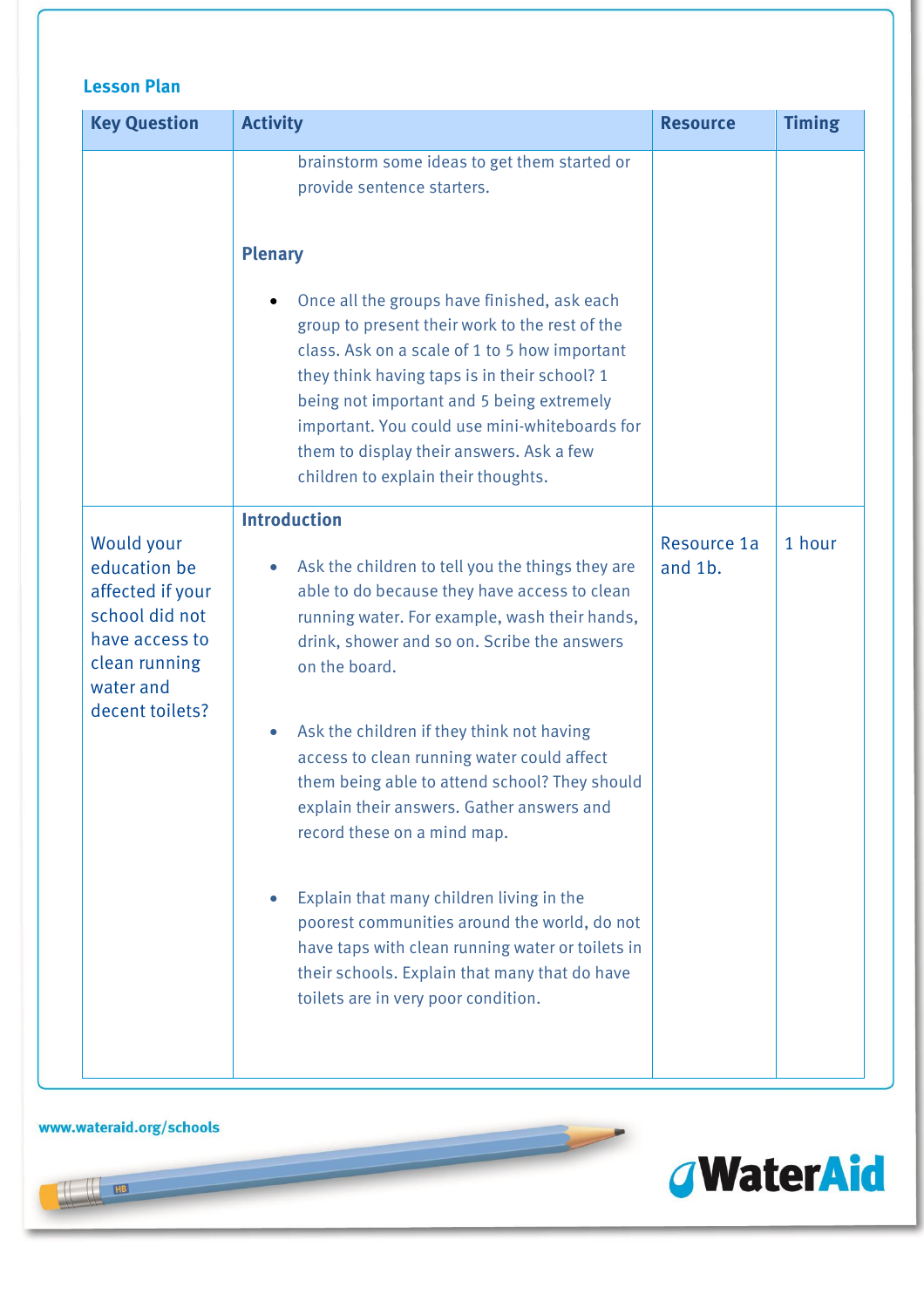## Lesson Plan

| Key Question | Activity | Resource | Timing |
|---|---|---|---|
| | brainstorm some ideas to get them started or provide sentence starters.<br><br>**Plenary**<br><br>• Once all the groups have finished, ask each group to present their work to the rest of the class. Ask on a scale of 1 to 5 how important they think having taps is in their school? 1 being not important and 5 being extremely important. You could use mini-whiteboards for them to display their answers. Ask a few children to explain their thoughts. | | |
| Would your education be affected if your school did not have access to clean running water and decent toilets? | **Introduction**<br><br>• Ask the children to tell you the things they are able to do because they have access to clean running water. For example, wash their hands, drink, shower and so on. Scribe the answers on the board.<br><br>• Ask the children if they think not having access to clean running water could affect them being able to attend school? They should explain their answers. Gather answers and record these on a mind map.<br><br>• Explain that many children living in the poorest communities around the world, do not have taps with clean running water or toilets in their schools. Explain that many that do have toilets are in very poor condition. | Resource 1a and 1b. | 1 hour |

www.wateraid.org/schools

WaterAid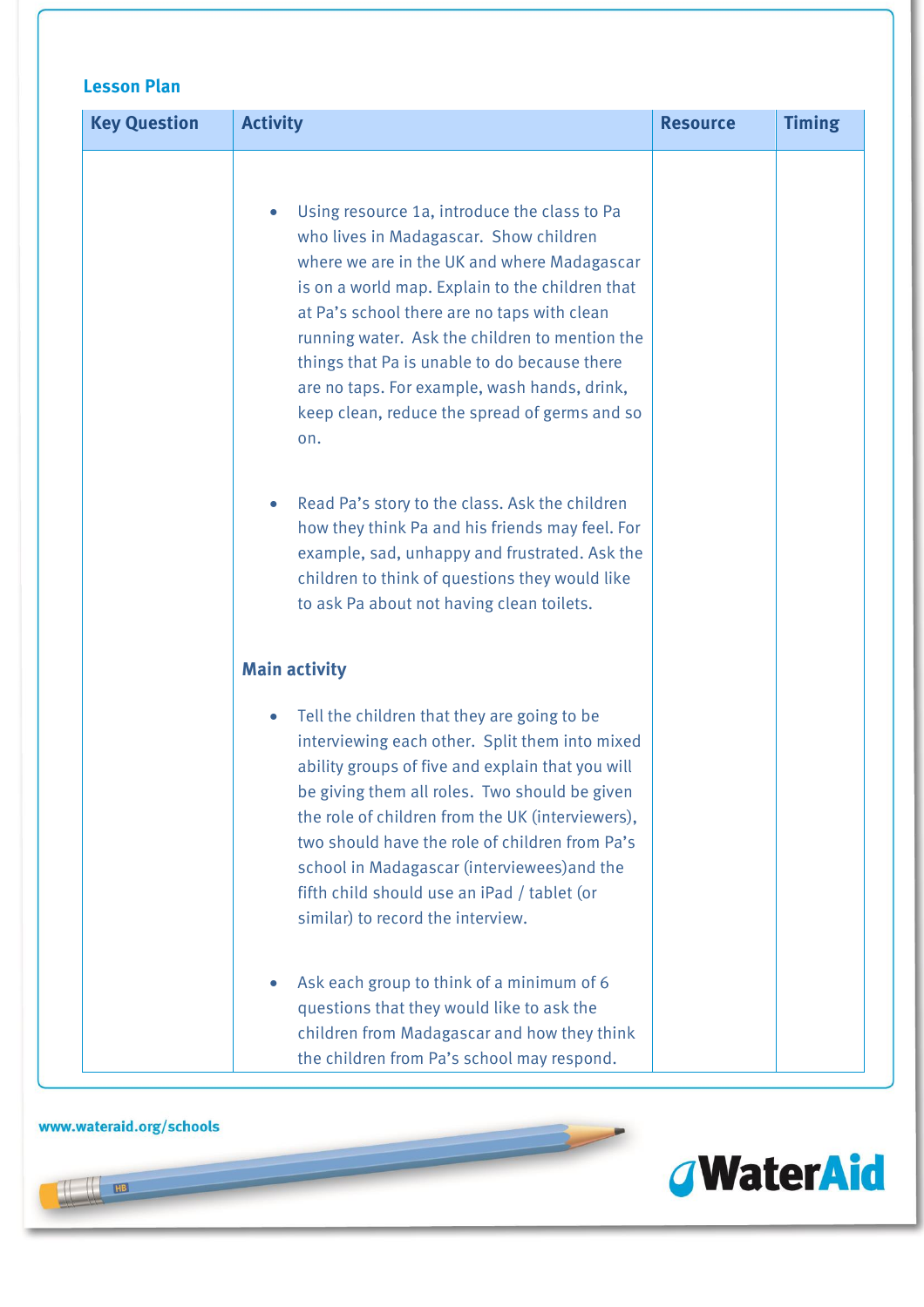### Lesson Plan

| Key Question | Activity | Resource | Timing |
|---|---|---|---|
| | <ul><li>Using resource 1a, introduce the class to Pa who lives in Madagascar. Show children where we are in the UK and where Madagascar is on a world map. Explain to the children that at Pa's school there are no taps with clean running water. Ask the children to mention the things that Pa is unable to do because there are no taps. For example, wash hands, drink, keep clean, reduce the spread of germs and so on.</li><li>Read Pa's story to the class. Ask the children how they think Pa and his friends may feel. For example, sad, unhappy and frustrated. Ask the children to think of questions they would like to ask Pa about not having clean toilets.</li></ul>**Main activity**<ul><li>Tell the children that they are going to be interviewing each other. Split them into mixed ability groups of five and explain that you will be giving them all roles. Two should be given the role of children from the UK (interviewers), two should have the role of children from Pa's school in Madagascar (interviewees)and the fifth child should use an iPad / tablet (or similar) to record the interview.</li><li>Ask each group to think of a minimum of 6 questions that they would like to ask the children from Madagascar and how they think the children from Pa's school may respond.</li></ul> | | |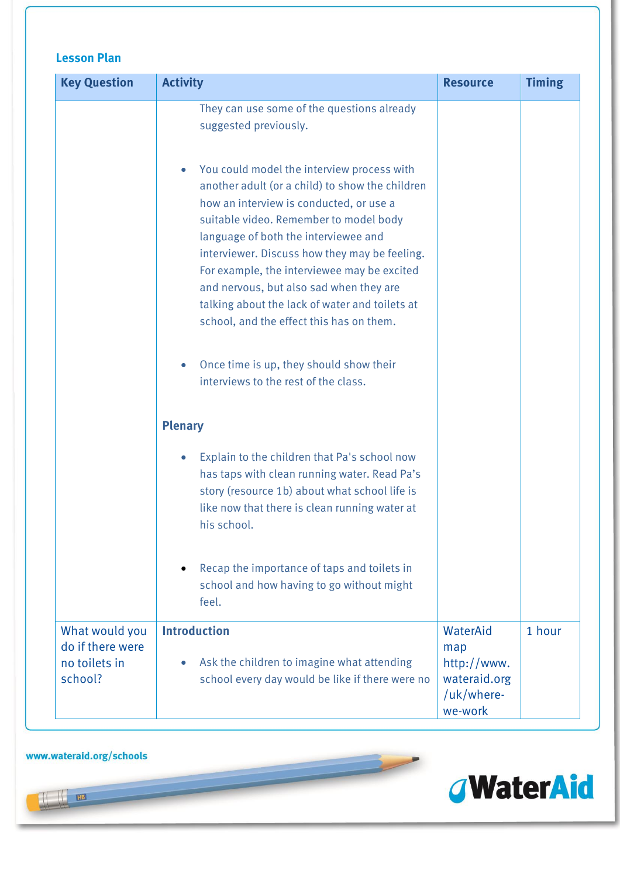**Lesson Plan**

| Key Question | Activity | Resource | Timing |
|---|---|---|---|
| | They can use some of the questions already suggested previously.<br><br>• You could model the interview process with another adult (or a child) to show the children how an interview is conducted, or use a suitable video. Remember to model body language of both the interviewee and interviewer. Discuss how they may be feeling. For example, the interviewee may be excited and nervous, but also sad when they are talking about the lack of water and toilets at school, and the effect this has on them.<br><br>• Once time is up, they should show their interviews to the rest of the class.<br><br>**Plenary**<br><br>• Explain to the children that Pa's school now has taps with clean running water. Read Pa's story (resource 1b) about what school life is like now that there is clean running water at his school.<br><br>• Recap the importance of taps and toilets in school and how having to go without might feel. | | |
| What would you do if there were no toilets in school? | **Introduction**<br><br>• Ask the children to imagine what attending school every day would be like if there were no | WaterAid map http://www.wateraid.org/uk/where-we-work | 1 hour |

www.wateraid.org/schools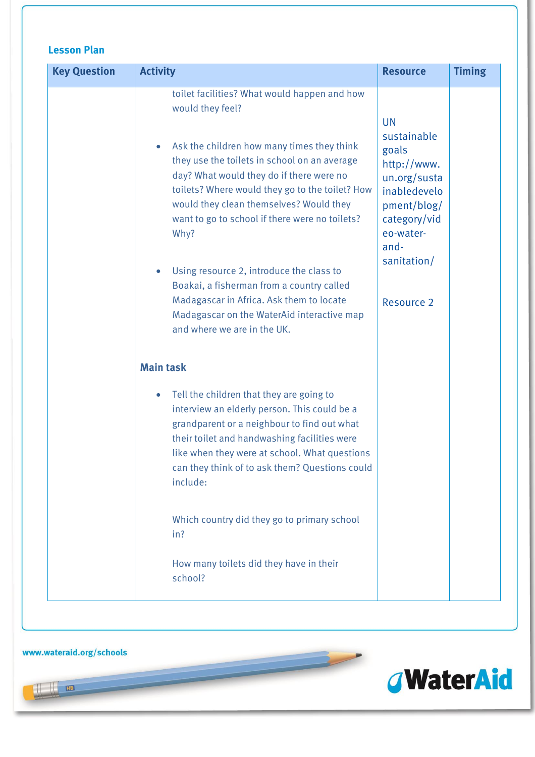## Lesson Plan

| Key Question | Activity | Resource | Timing |
|---|---|---|---|
| | toilet facilities? What would happen and how would they feel?<br><br>• Ask the children how many times they think they use the toilets in school on an average day? What would they do if there were no toilets? Where would they go to the toilet? How would they clean themselves? Would they want to go to school if there were no toilets? Why?<br><br>• Using resource 2, introduce the class to Boakai, a fisherman from a country called Madagascar in Africa. Ask them to locate Madagascar on the WaterAid interactive map and where we are in the UK.<br><br>**Main task**<br><br>• Tell the children that they are going to interview an elderly person. This could be a grandparent or a neighbour to find out what their toilet and handwashing facilities were like when they were at school. What questions can they think of to ask them? Questions could include:<br><br>Which country did they go to primary school in?<br><br>How many toilets did they have in their school? | UN sustainable goals http://www.un.org/sustainabledevelopment/blog/category/video-water-and-sanitation/<br><br>Resource 2 | |

www.wateraid.org/schools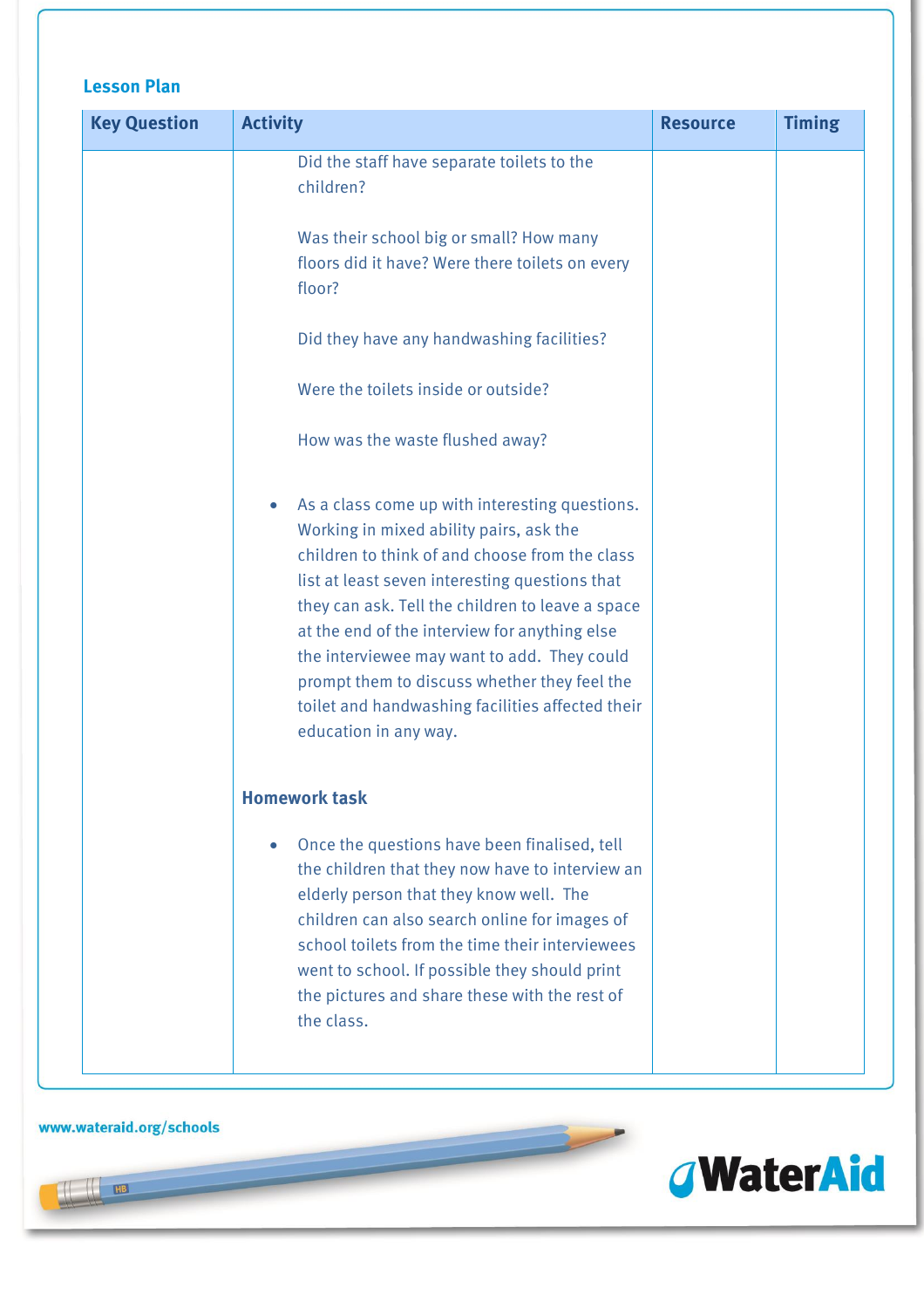## Lesson Plan

| Key Question | Activity | Resource | Timing |
| --- | --- | --- | --- |
| | Did the staff have separate toilets to the children?<br><br>Was their school big or small? How many floors did it have? Were there toilets on every floor?<br><br>Did they have any handwashing facilities?<br><br>Were the toilets inside or outside?<br><br>How was the waste flushed away?<br><br>• As a class come up with interesting questions. Working in mixed ability pairs, ask the children to think of and choose from the class list at least seven interesting questions that they can ask. Tell the children to leave a space at the end of the interview for anything else the interviewee may want to add. They could prompt them to discuss whether they feel the toilet and handwashing facilities affected their education in any way.<br><br>**Homework task**<br><br>• Once the questions have been finalised, tell the children that they now have to interview an elderly person that they know well. The children can also search online for images of school toilets from the time their interviewees went to school. If possible they should print the pictures and share these with the rest of the class. | | |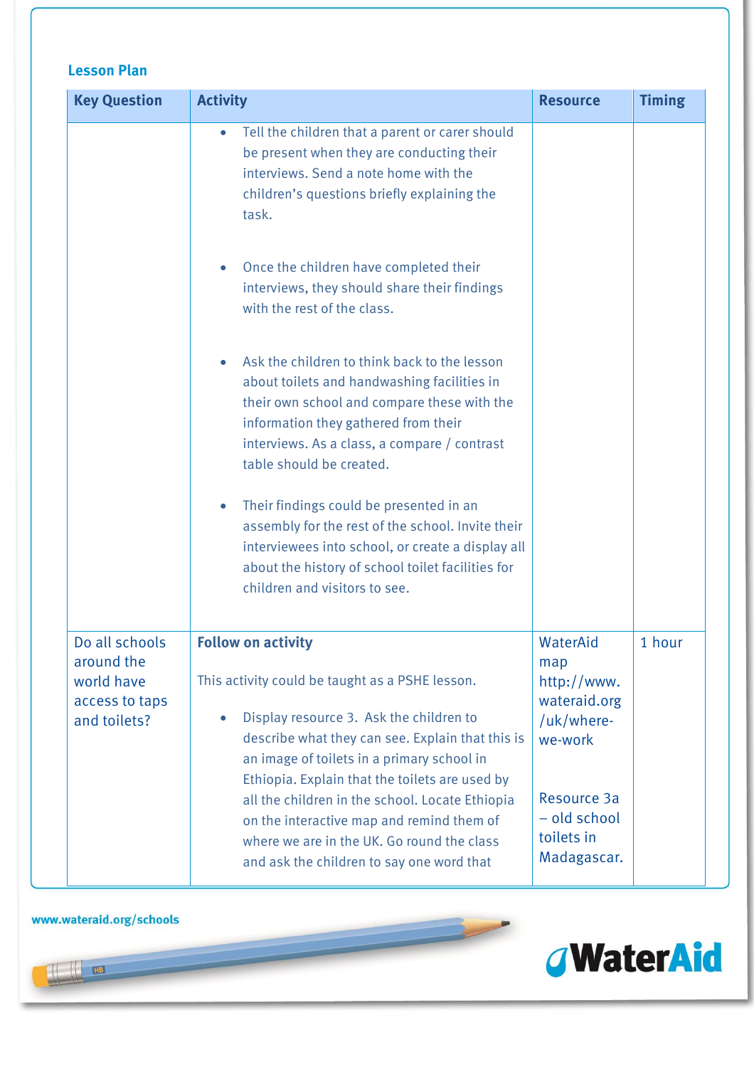## Lesson Plan

| Key Question | Activity | Resource | Timing |
|---|---|---|---|
| | • Tell the children that a parent or carer should be present when they are conducting their interviews. Send a note home with the children's questions briefly explaining the task.<br><br>• Once the children have completed their interviews, they should share their findings with the rest of the class.<br><br>• Ask the children to think back to the lesson about toilets and handwashing facilities in their own school and compare these with the information they gathered from their interviews. As a class, a compare / contrast table should be created.<br><br>• Their findings could be presented in an assembly for the rest of the school. Invite their interviewees into school, or create a display all about the history of school toilet facilities for children and visitors to see. | | |
| Do all schools around the world have access to taps and toilets? | **Follow on activity**<br><br>This activity could be taught as a PSHE lesson.<br><br>• Display resource 3. Ask the children to describe what they can see. Explain that this is an image of toilets in a primary school in Ethiopia. Explain that the toilets are used by all the children in the school. Locate Ethiopia on the interactive map and remind them of where we are in the UK. Go round the class and ask the children to say one word that | WaterAid map http://www.wateraid.org/uk/where-we-work<br><br>Resource 3a – old school toilets in Madagascar. | 1 hour |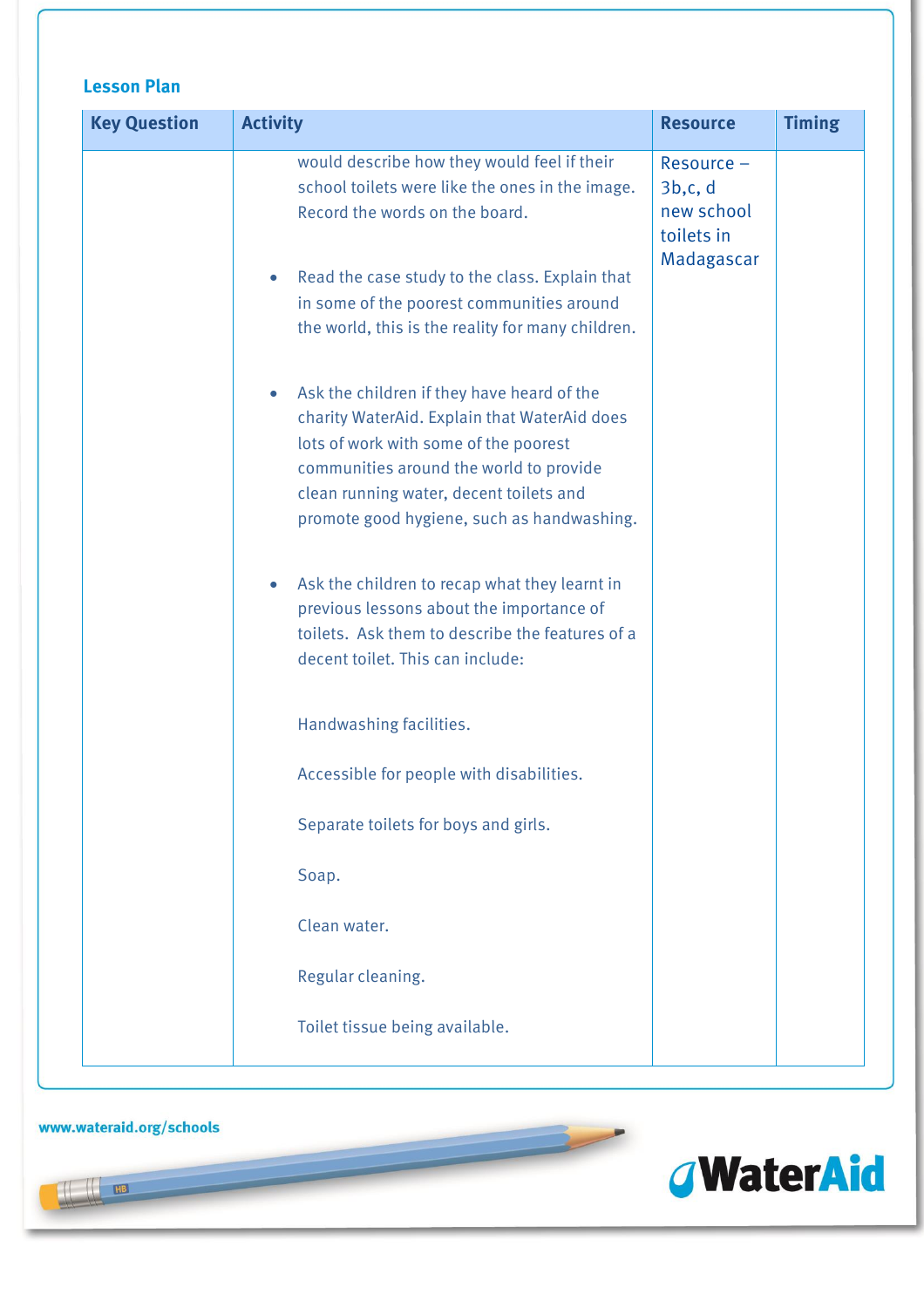### Lesson Plan

| Key Question | Activity | Resource | Timing |
|---|---|---|---|
| | would describe how they would feel if their school toilets were like the ones in the image. Record the words on the board.<br><br>• Read the case study to the class. Explain that in some of the poorest communities around the world, this is the reality for many children.<br><br>• Ask the children if they have heard of the charity WaterAid. Explain that WaterAid does lots of work with some of the poorest communities around the world to provide clean running water, decent toilets and promote good hygiene, such as handwashing.<br><br>• Ask the children to recap what they learnt in previous lessons about the importance of toilets. Ask them to describe the features of a decent toilet. This can include:<br><br>Handwashing facilities.<br><br>Accessible for people with disabilities.<br><br>Separate toilets for boys and girls.<br><br>Soap.<br><br>Clean water.<br><br>Regular cleaning.<br><br>Toilet tissue being available. | Resource – 3b,c, d new school toilets in Madagascar | |

www.wateraid.org/schools

WaterAid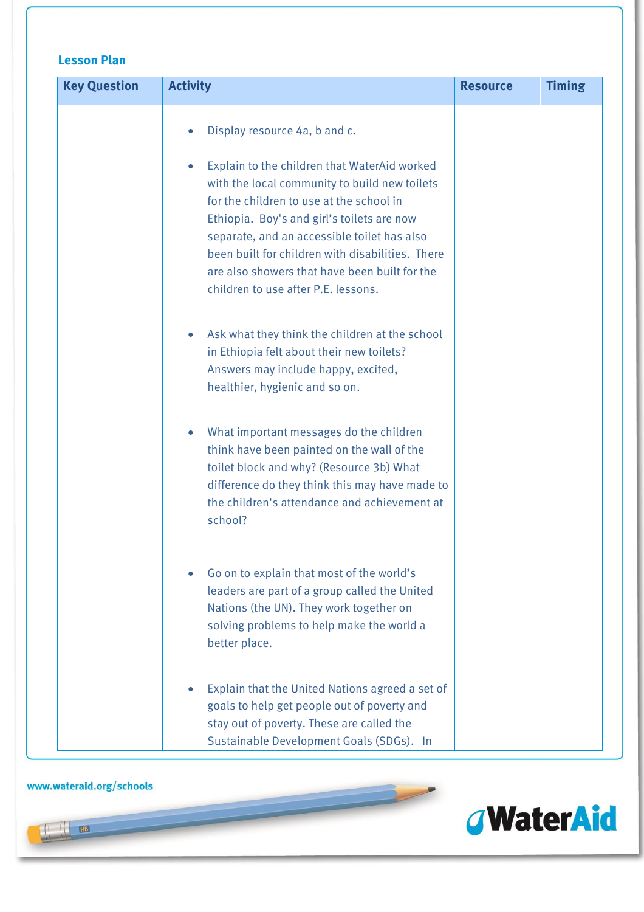## Lesson Plan

| Key Question | Activity | Resource | Timing |
|---|---|---|---|
| | • Display resource 4a, b and c.<br><br>• Explain to the children that WaterAid worked with the local community to build new toilets for the children to use at the school in Ethiopia. Boy's and girl's toilets are now separate, and an accessible toilet has also been built for children with disabilities. There are also showers that have been built for the children to use after P.E. lessons.<br><br>• Ask what they think the children at the school in Ethiopia felt about their new toilets? Answers may include happy, excited, healthier, hygienic and so on.<br><br>• What important messages do the children think have been painted on the wall of the toilet block and why? (Resource 3b) What difference do they think this may have made to the children's attendance and achievement at school?<br><br>• Go on to explain that most of the world's leaders are part of a group called the United Nations (the UN). They work together on solving problems to help make the world a better place.<br><br>• Explain that the United Nations agreed a set of goals to help get people out of poverty and stay out of poverty. These are called the Sustainable Development Goals (SDGs). In | | |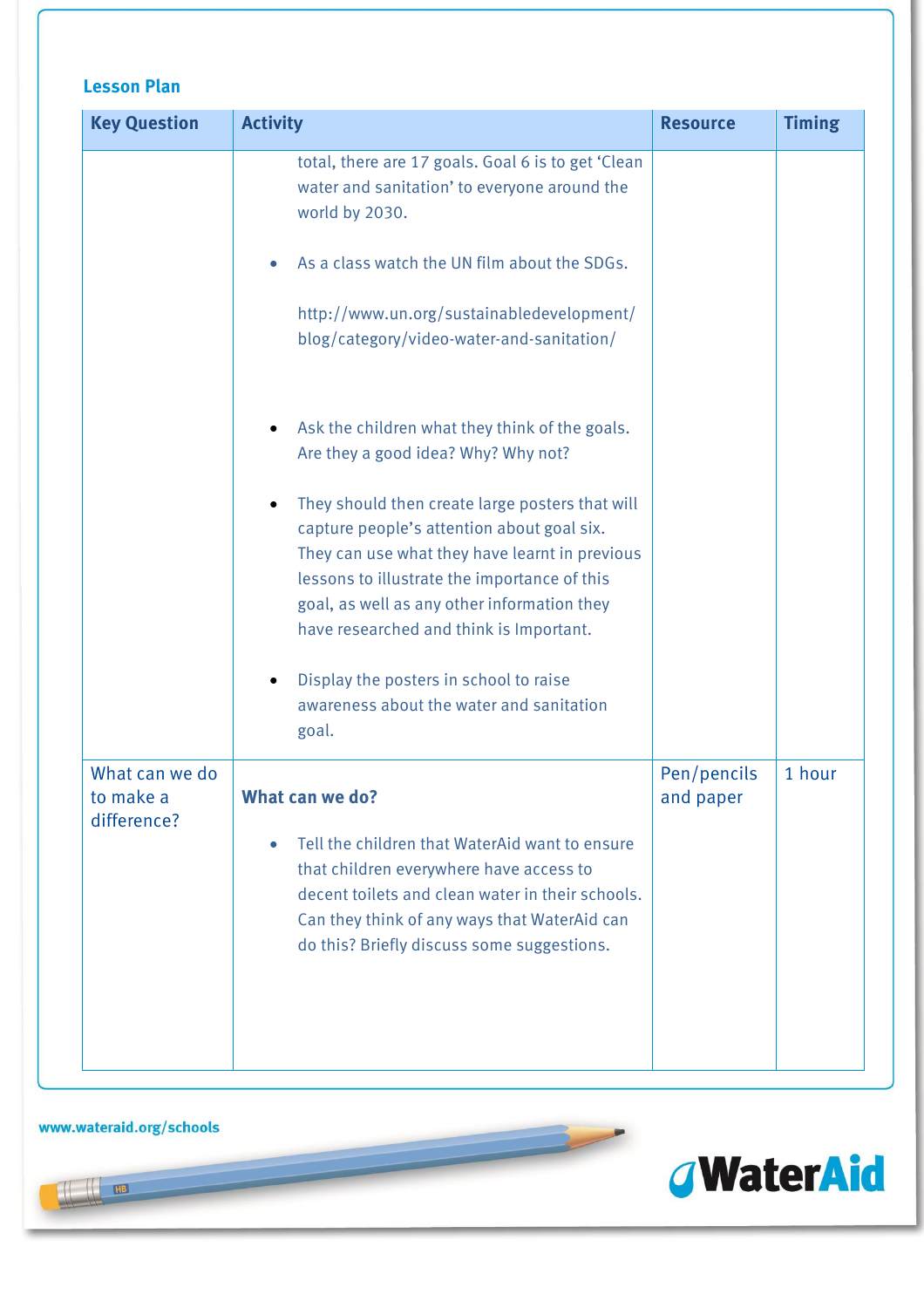## Lesson Plan

| Key Question | Activity | Resource | Timing |
|---|---|---|---|
| | total, there are 17 goals. Goal 6 is to get 'Clean water and sanitation' to everyone around the world by 2030.<br><br>• As a class watch the UN film about the SDGs.<br><br>http://www.un.org/sustainabledevelopment/blog/category/video-water-and-sanitation/<br><br>• Ask the children what they think of the goals. Are they a good idea? Why? Why not?<br><br>• They should then create large posters that will capture people's attention about goal six. They can use what they have learnt in previous lessons to illustrate the importance of this goal, as well as any other information they have researched and think is Important.<br><br>• Display the posters in school to raise awareness about the water and sanitation goal. | | |
| What can we do to make a difference? | **What can we do?**<br><br>• Tell the children that WaterAid want to ensure that children everywhere have access to decent toilets and clean water in their schools. Can they think of any ways that WaterAid can do this? Briefly discuss some suggestions. | Pen/pencils and paper | 1 hour |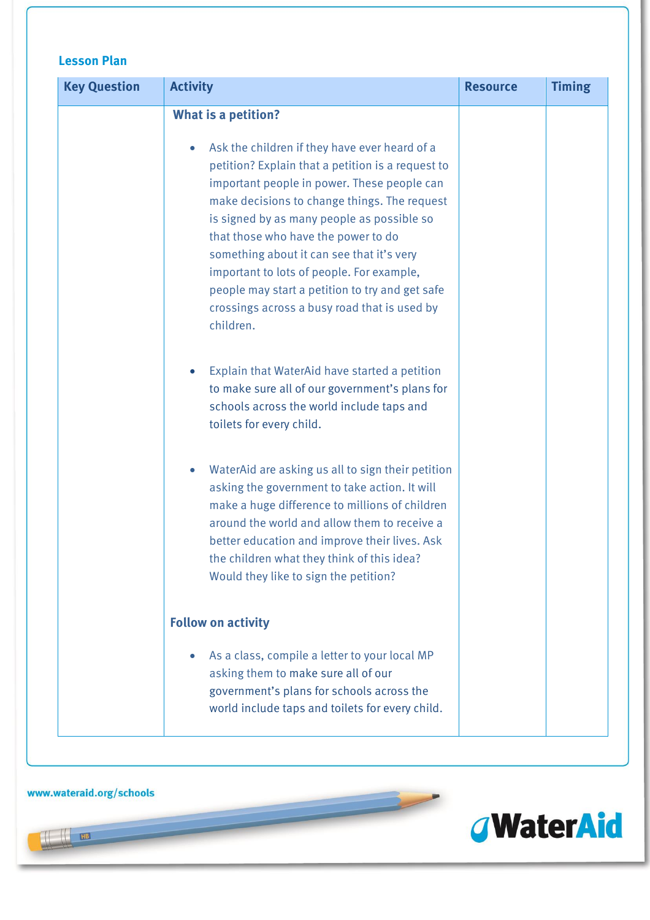## Lesson Plan

| Key Question | Activity | Resource | Timing |
|---|---|---|---|
| | **What is a petition?**<br><br>• Ask the children if they have ever heard of a petition? Explain that a petition is a request to important people in power. These people can make decisions to change things. The request is signed by as many people as possible so that those who have the power to do something about it can see that it's very important to lots of people. For example, people may start a petition to try and get safe crossings across a busy road that is used by children.<br><br>• Explain that WaterAid have started a petition to make sure all of our government's plans for schools across the world include taps and toilets for every child.<br><br>• WaterAid are asking us all to sign their petition asking the government to take action. It will make a huge difference to millions of children around the world and allow them to receive a better education and improve their lives. Ask the children what they think of this idea? Would they like to sign the petition?<br><br>**Follow on activity**<br><br>• As a class, compile a letter to your local MP asking them to make sure all of our government's plans for schools across the world include taps and toilets for every child. | | |

www.wateraid.org/schools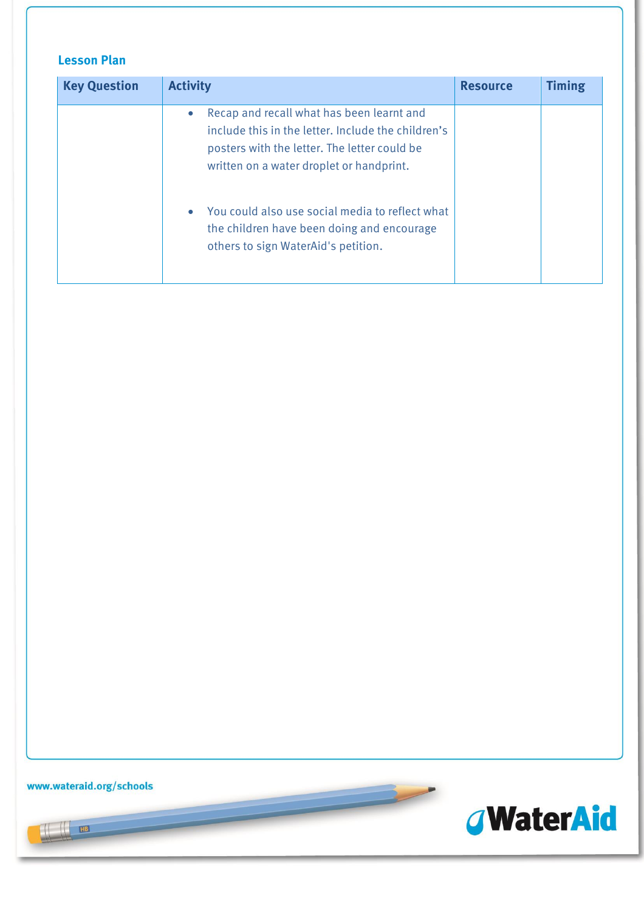**Lesson Plan**

| Key Question | Activity | Resource | Timing |
|---|---|---|---|
| | • Recap and recall what has been learnt and include this in the letter. Include the children's posters with the letter. The letter could be written on a water droplet or handprint.<br><br>• You could also use social media to reflect what the children have been doing and encourage others to sign WaterAid's petition. | | |

www.wateraid.org/schools

WaterAid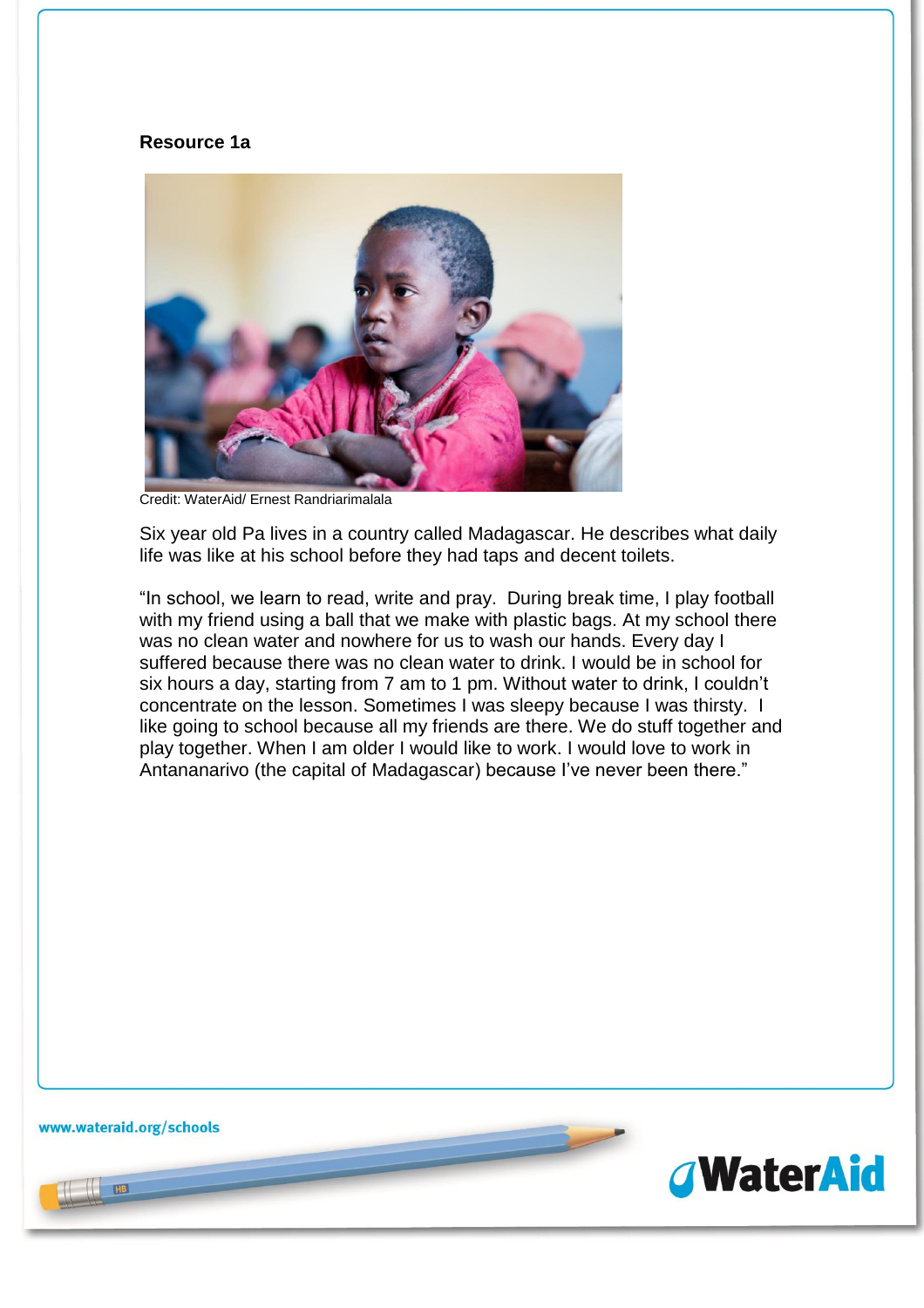**Resource 1a**

Credit: WaterAid/ Ernest Randriarimalala

Six year old Pa lives in a country called Madagascar. He describes what daily life was like at his school before they had taps and decent toilets.

"In school, we learn to read, write and pray. During break time, I play football with my friend using a ball that we make with plastic bags. At my school there was no clean water and nowhere for us to wash our hands. Every day I suffered because there was no clean water to drink. I would be in school for six hours a day, starting from 7 am to 1 pm. Without water to drink, I couldn't concentrate on the lesson. Sometimes I was sleepy because I was thirsty. I like going to school because all my friends are there. We do stuff together and play together. When I am older I would like to work. I would love to work in Antananarivo (the capital of Madagascar) because I've never been there."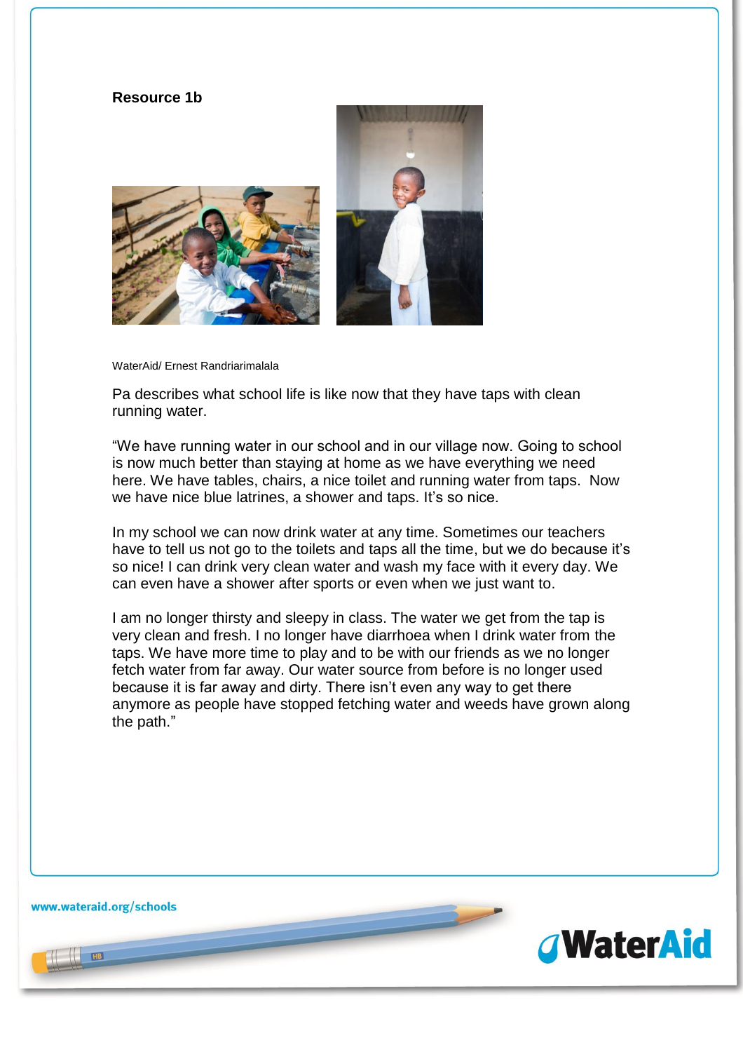**Resource 1b**

WaterAid/ Ernest Randriarimalala

Pa describes what school life is like now that they have taps with clean running water.

"We have running water in our school and in our village now. Going to school is now much better than staying at home as we have everything we need here. We have tables, chairs, a nice toilet and running water from taps. Now we have nice blue latrines, a shower and taps. It's so nice.

In my school we can now drink water at any time. Sometimes our teachers have to tell us not go to the toilets and taps all the time, but we do because it's so nice! I can drink very clean water and wash my face with it every day. We can even have a shower after sports or even when we just want to.

I am no longer thirsty and sleepy in class. The water we get from the tap is very clean and fresh. I no longer have diarrhoea when I drink water from the taps. We have more time to play and to be with our friends as we no longer fetch water from far away. Our water source from before is no longer used because it is far away and dirty. There isn't even any way to get there anymore as people have stopped fetching water and weeds have grown along the path."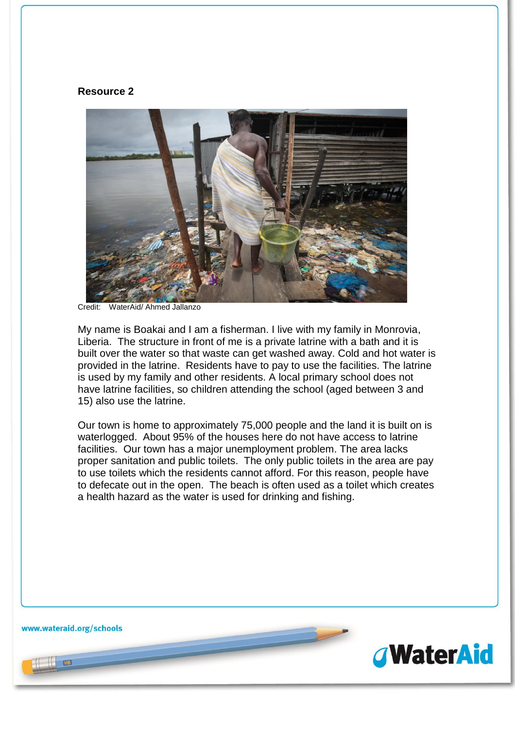**Resource 2**

Credit: WaterAid/ Ahmed Jallanzo

My name is Boakai and I am a fisherman. I live with my family in Monrovia, Liberia. The structure in front of me is a private latrine with a bath and it is built over the water so that waste can get washed away. Cold and hot water is provided in the latrine. Residents have to pay to use the facilities. The latrine is used by my family and other residents. A local primary school does not have latrine facilities, so children attending the school (aged between 3 and 15) also use the latrine.

Our town is home to approximately 75,000 people and the land it is built on is waterlogged. About 95% of the houses here do not have access to latrine facilities. Our town has a major unemployment problem. The area lacks proper sanitation and public toilets. The only public toilets in the area are pay to use toilets which the residents cannot afford. For this reason, people have to defecate out in the open. The beach is often used as a toilet which creates a health hazard as the water is used for drinking and fishing.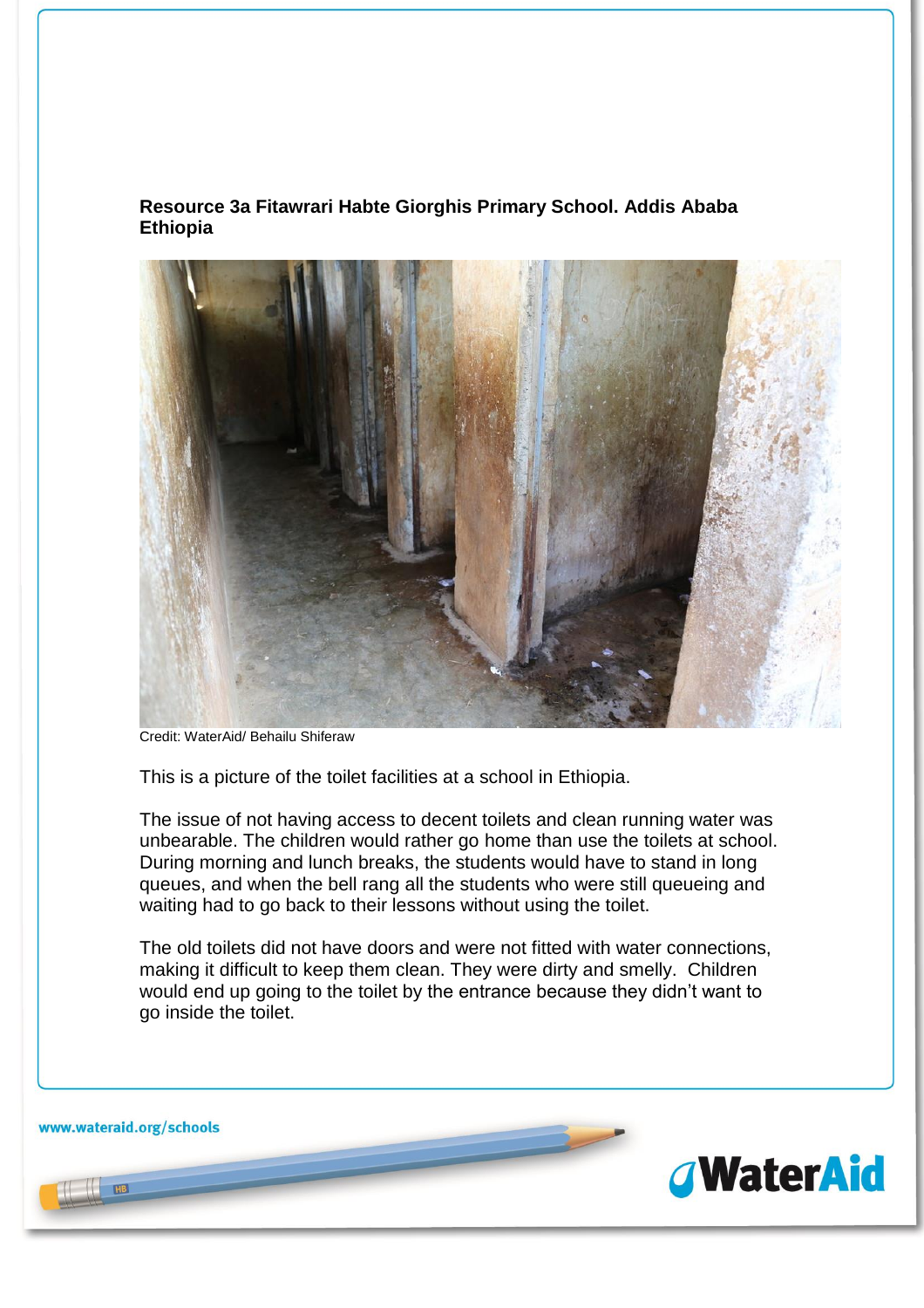**Resource 3a Fitawrari Habte Giorghis Primary School. Addis Ababa Ethiopia**

Credit: WaterAid/ Behailu Shiferaw

This is a picture of the toilet facilities at a school in Ethiopia.

The issue of not having access to decent toilets and clean running water was unbearable. The children would rather go home than use the toilets at school. During morning and lunch breaks, the students would have to stand in long queues, and when the bell rang all the students who were still queueing and waiting had to go back to their lessons without using the toilet.

The old toilets did not have doors and were not fitted with water connections, making it difficult to keep them clean. They were dirty and smelly. Children would end up going to the toilet by the entrance because they didn't want to go inside the toilet.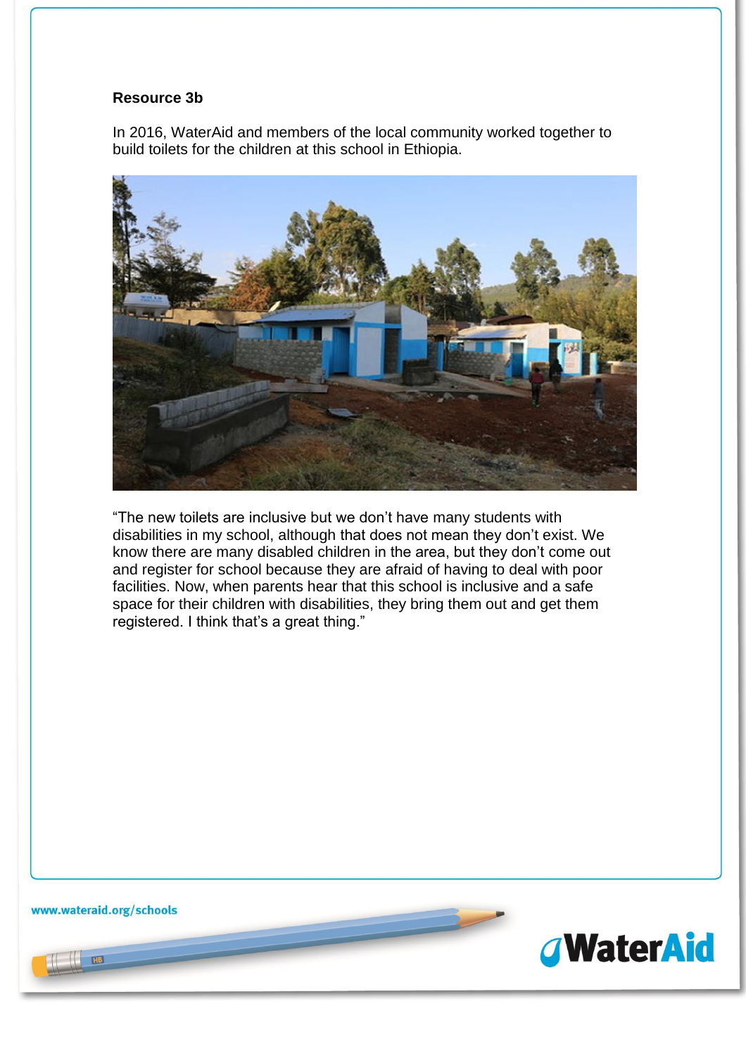**Resource 3b**

In 2016, WaterAid and members of the local community worked together to build toilets for the children at this school in Ethiopia.

"The new toilets are inclusive but we don't have many students with disabilities in my school, although that does not mean they don't exist. We know there are many disabled children in the area, but they don't come out and register for school because they are afraid of having to deal with poor facilities. Now, when parents hear that this school is inclusive and a safe space for their children with disabilities, they bring them out and get them registered. I think that's a great thing."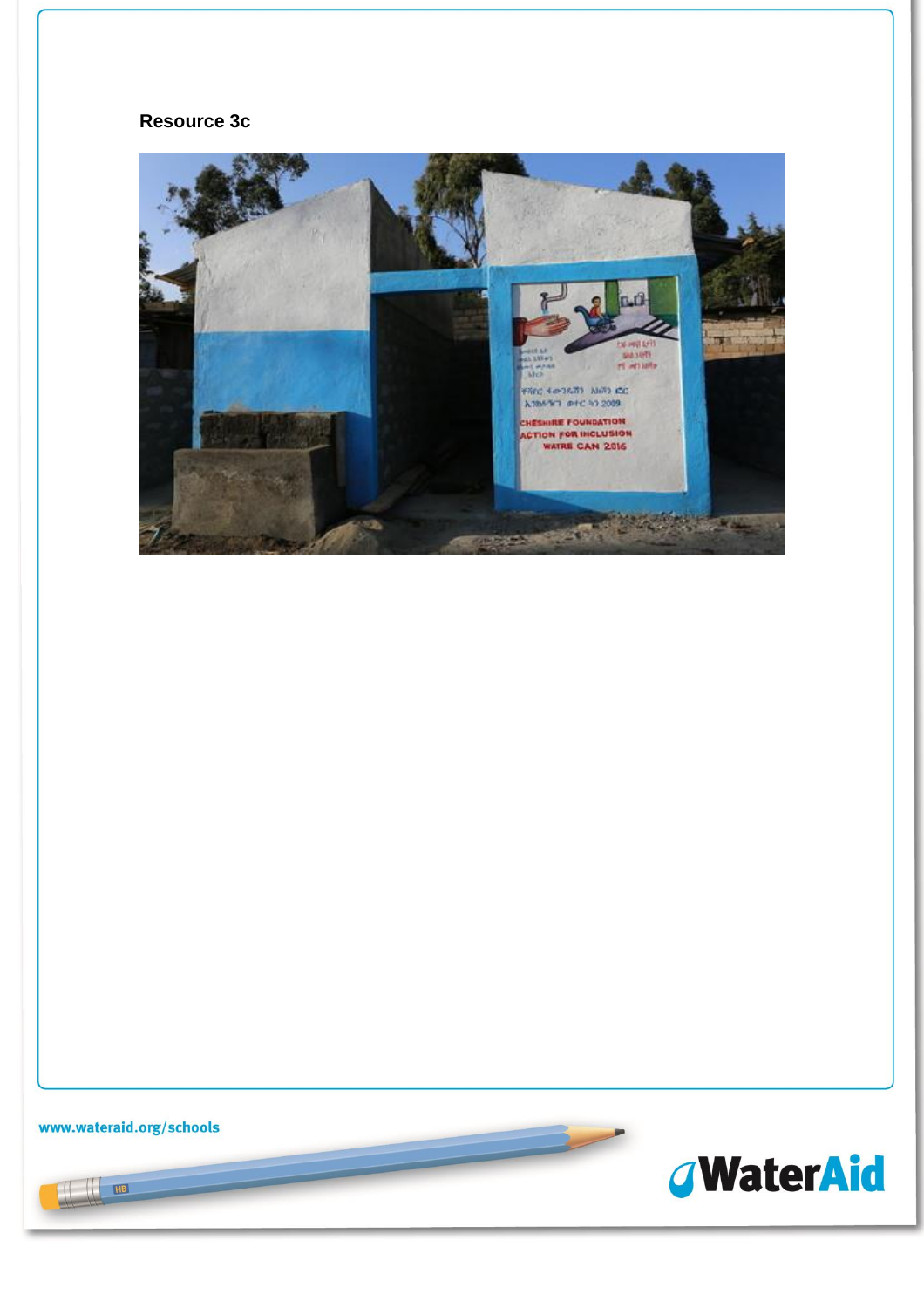**Resource 3c**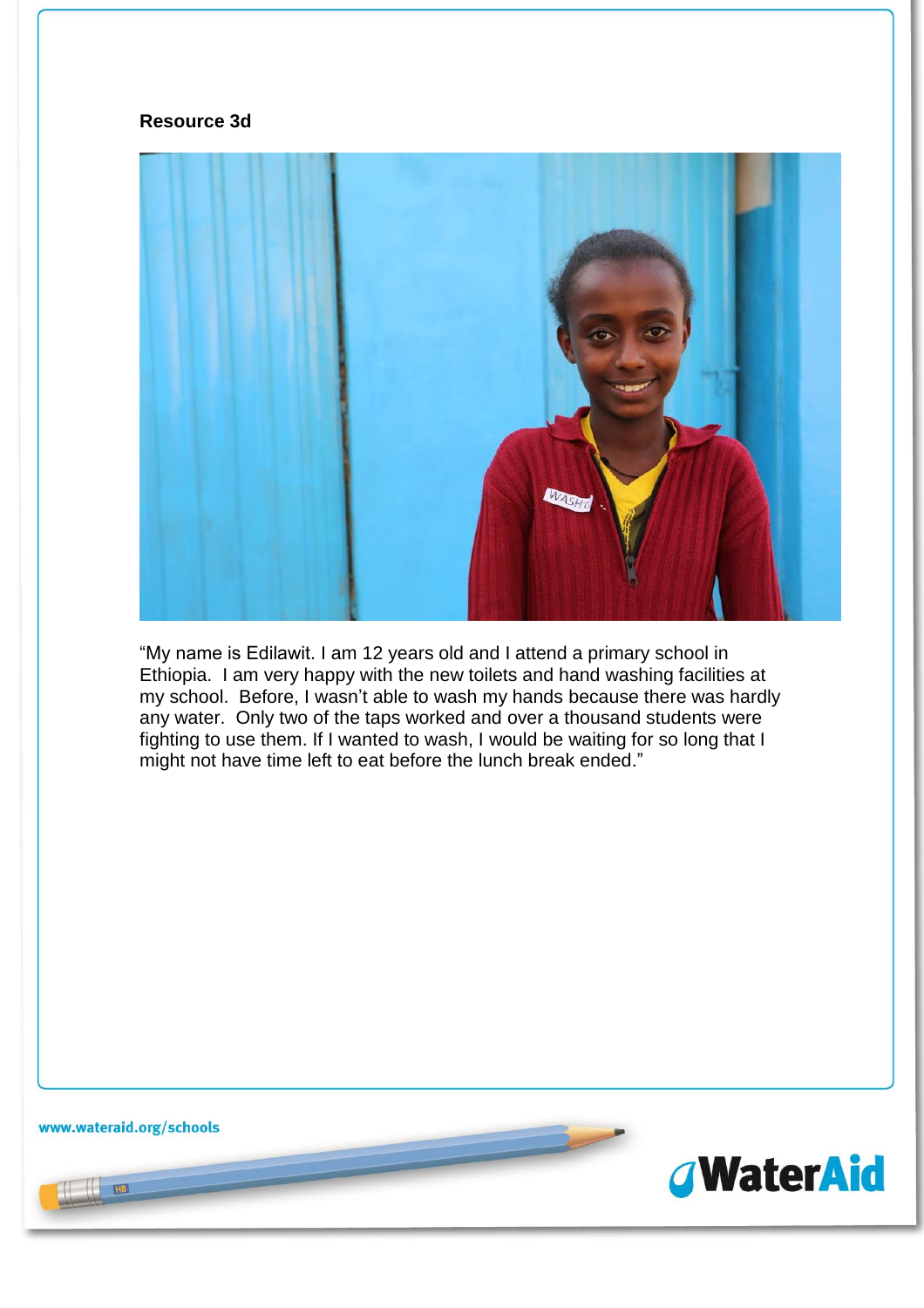**Resource 3d**

"My name is Edilawit. I am 12 years old and I attend a primary school in Ethiopia. I am very happy with the new toilets and hand washing facilities at my school. Before, I wasn't able to wash my hands because there was hardly any water. Only two of the taps worked and over a thousand students were fighting to use them. If I wanted to wash, I would be waiting for so long that I might not have time left to eat before the lunch break ended."

www.wateraid.org/schools

WaterAid